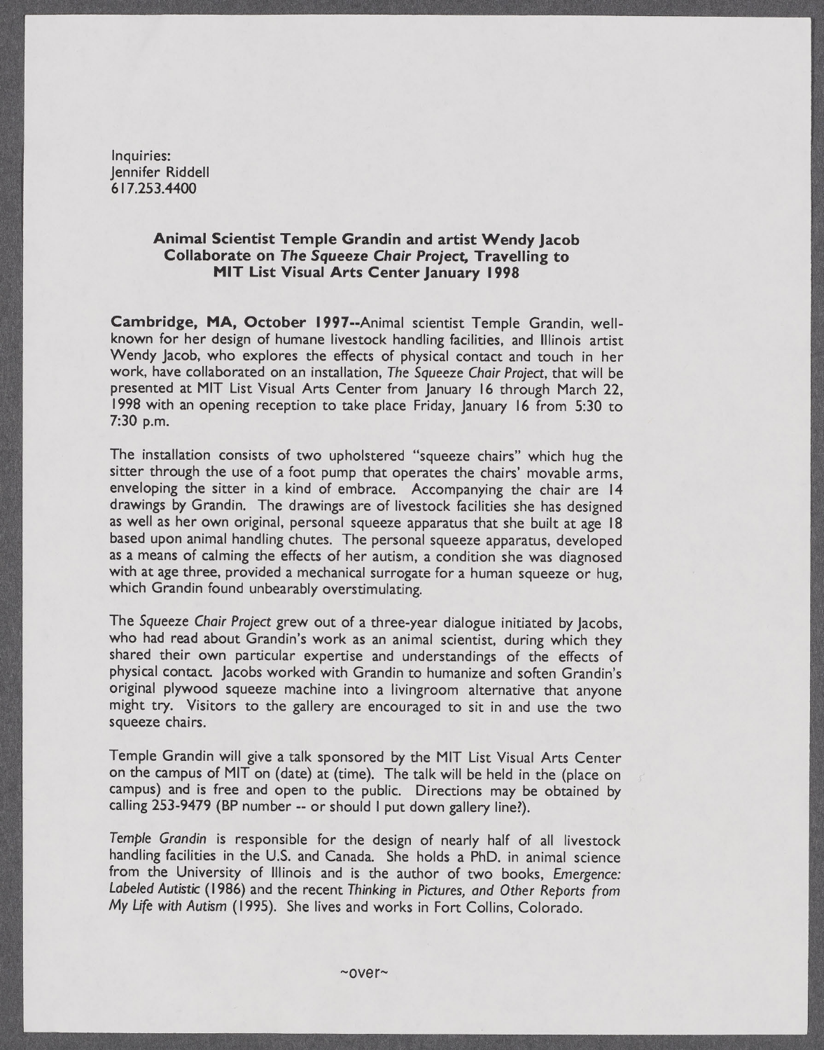Inquiries:
Jennifer Riddell
617.253.4400

## Animal Scientist Temple Grandin and artist Wendy Jacob Collaborate on *The Squeeze Chair Project*, Travelling to MIT List Visual Arts Center January 1998

**Cambridge, MA, October 1997**--Animal scientist Temple Grandin, well-known for her design of humane livestock handling facilities, and Illinois artist Wendy Jacob, who explores the effects of physical contact and touch in her work, have collaborated on an installation, *The Squeeze Chair Project*, that will be presented at MIT List Visual Arts Center from January 16 through March 22, 1998 with an opening reception to take place Friday, January 16 from 5:30 to 7:30 p.m.

The installation consists of two upholstered "squeeze chairs" which hug the sitter through the use of a foot pump that operates the chairs' movable arms, enveloping the sitter in a kind of embrace. Accompanying the chair are 14 drawings by Grandin. The drawings are of livestock facilities she has designed as well as her own original, personal squeeze apparatus that she built at age 18 based upon animal handling chutes. The personal squeeze apparatus, developed as a means of calming the effects of her autism, a condition she was diagnosed with at age three, provided a mechanical surrogate for a human squeeze or hug, which Grandin found unbearably overstimulating.

The *Squeeze Chair Project* grew out of a three-year dialogue initiated by Jacobs, who had read about Grandin's work as an animal scientist, during which they shared their own particular expertise and understandings of the effects of physical contact. Jacobs worked with Grandin to humanize and soften Grandin's original plywood squeeze machine into a livingroom alternative that anyone might try. Visitors to the gallery are encouraged to sit in and use the two squeeze chairs.

Temple Grandin will give a talk sponsored by the MIT List Visual Arts Center on the campus of MIT on (date) at (time). The talk will be held in the (place on campus) and is free and open to the public. Directions may be obtained by calling 253-9479 (BP number -- or should I put down gallery line?).

*Temple Grandin* is responsible for the design of nearly half of all livestock handling facilities in the U.S. and Canada. She holds a PhD. in animal science from the University of Illinois and is the author of two books, *Emergence: Labeled Autistic* (1986) and the recent *Thinking in Pictures, and Other Reports from My Life with Autism* (1995). She lives and works in Fort Collins, Colorado.

~over~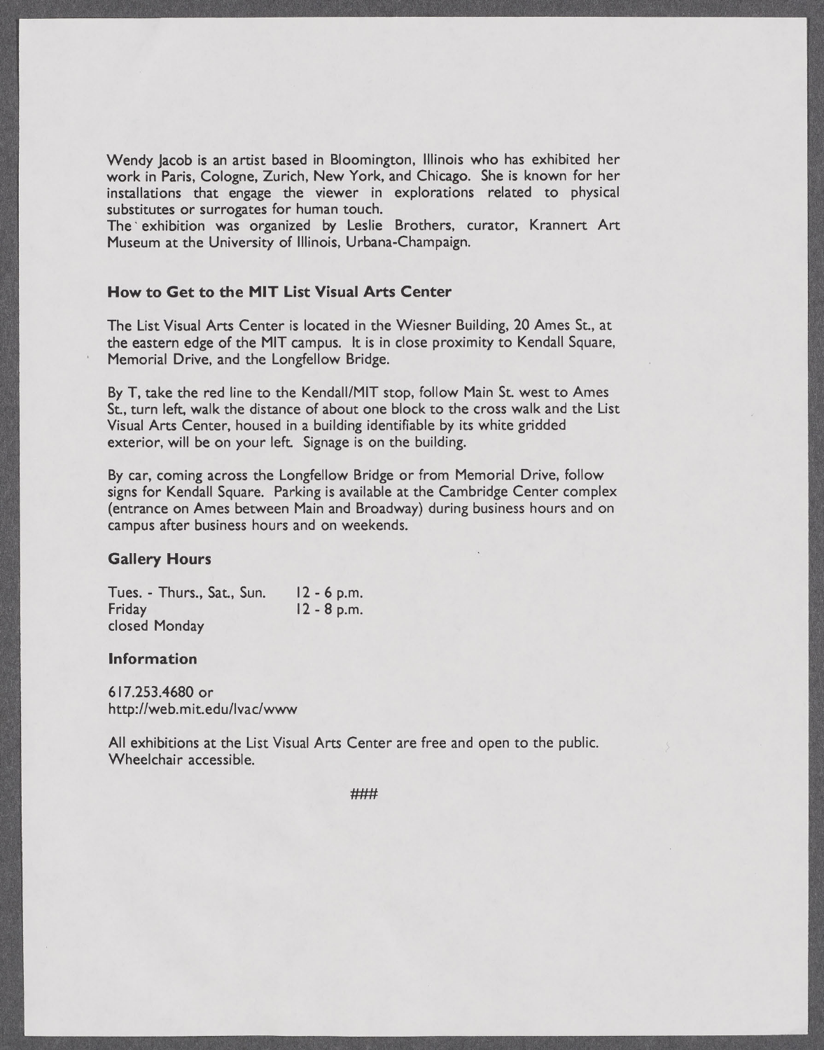Wendy Jacob is an artist based in Bloomington, Illinois who has exhibited her work in Paris, Cologne, Zurich, New York, and Chicago. She is known for her installations that engage the viewer in explorations related to physical substitutes or surrogates for human touch.
The exhibition was organized by Leslie Brothers, curator, Krannert Art Museum at the University of Illinois, Urbana-Champaign.

**How to Get to the MIT List Visual Arts Center**

The List Visual Arts Center is located in the Wiesner Building, 20 Ames St., at the eastern edge of the MIT campus. It is in close proximity to Kendall Square, Memorial Drive, and the Longfellow Bridge.

By T, take the red line to the Kendall/MIT stop, follow Main St. west to Ames St., turn left, walk the distance of about one block to the cross walk and the List Visual Arts Center, housed in a building identifiable by its white gridded exterior, will be on your left. Signage is on the building.

By car, coming across the Longfellow Bridge or from Memorial Drive, follow signs for Kendall Square. Parking is available at the Cambridge Center complex (entrance on Ames between Main and Broadway) during business hours and on campus after business hours and on weekends.

**Gallery Hours**

| | |
|---|---|
| Tues. - Thurs., Sat., Sun. | 12 - 6 p.m. |
| Friday | 12 - 8 p.m. |
| closed Monday | |

**Information**

617.253.4680 or
http://web.mit.edu/lvac/www

All exhibitions at the List Visual Arts Center are free and open to the public. Wheelchair accessible.

###